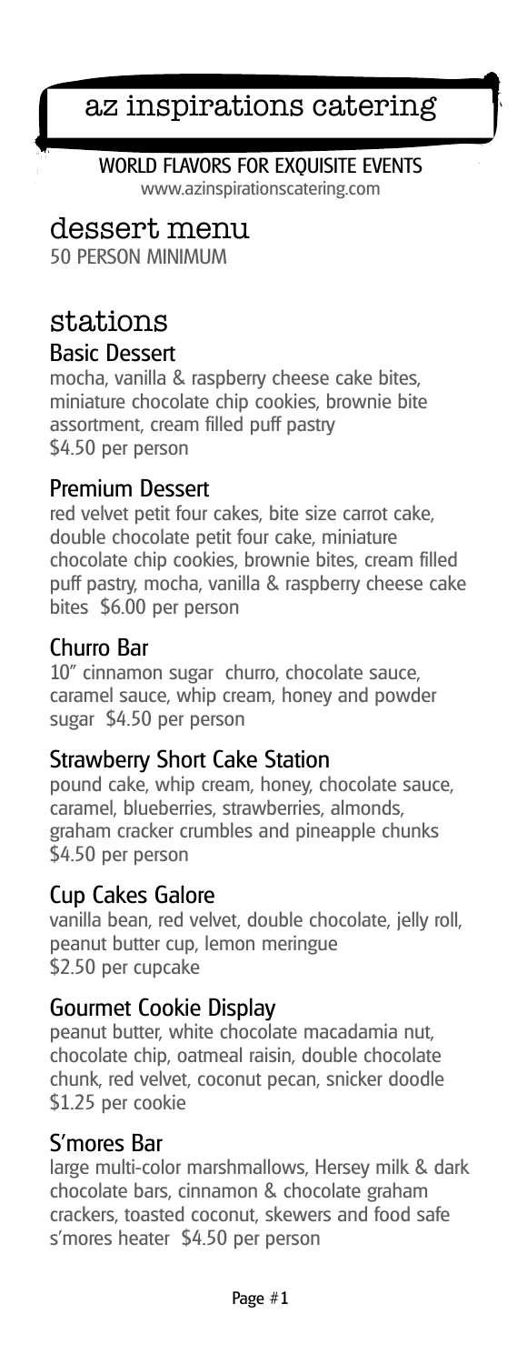# az inspirations catering

**WORLD FLAVORS FOR EXQUISITE EVENTS**
www.azinspirationscatering.com

## dessert menu

50 PERSON MINIMUM

## stations

### Basic Dessert

mocha, vanilla & raspberry cheese cake bites, miniature chocolate chip cookies, brownie bite assortment, cream filled puff pastry
$4.50 per person

### Premium Dessert

red velvet petit four cakes, bite size carrot cake, double chocolate petit four cake, miniature chocolate chip cookies, brownie bites, cream filled puff pastry, mocha, vanilla & raspberry cheese cake bites $6.00 per person

### Churro Bar

10" cinnamon sugar churro, chocolate sauce, caramel sauce, whip cream, honey and powder sugar $4.50 per person

### Strawberry Short Cake Station

pound cake, whip cream, honey, chocolate sauce, caramel, blueberries, strawberries, almonds, graham cracker crumbles and pineapple chunks
$4.50 per person

### Cup Cakes Galore

vanilla bean, red velvet, double chocolate, jelly roll, peanut butter cup, lemon meringue
$2.50 per cupcake

### Gourmet Cookie Display

peanut butter, white chocolate macadamia nut, chocolate chip, oatmeal raisin, double chocolate chunk, red velvet, coconut pecan, snicker doodle
$1.25 per cookie

### S'mores Bar

large multi-color marshmallows, Hersey milk & dark chocolate bars, cinnamon & chocolate graham crackers, toasted coconut, skewers and food safe s'mores heater $4.50 per person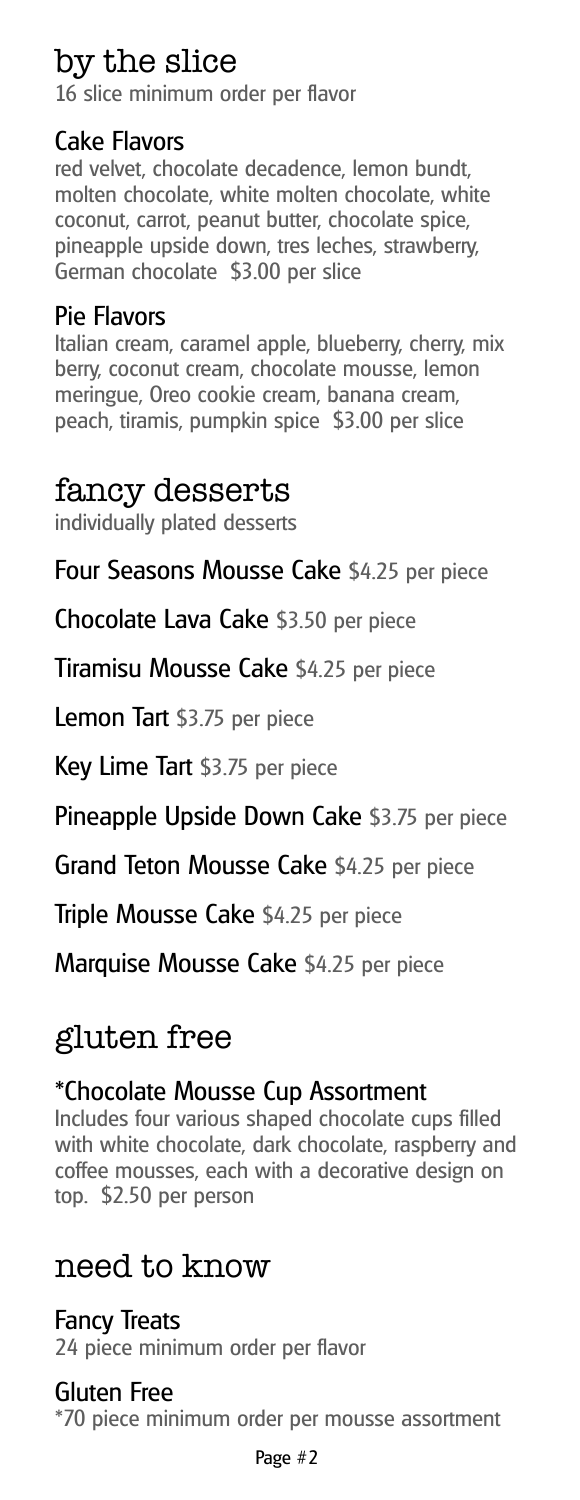# by the slice

16 slice minimum order per flavor

## Cake Flavors

red velvet, chocolate decadence, lemon bundt, molten chocolate, white molten chocolate, white coconut, carrot, peanut butter, chocolate spice, pineapple upside down, tres leches, strawberry, German chocolate $3.00 per slice

## Pie Flavors

Italian cream, caramel apple, blueberry, cherry, mix berry, coconut cream, chocolate mousse, lemon meringue, Oreo cookie cream, banana cream, peach, tiramis, pumpkin spice $3.00 per slice

# fancy desserts

individually plated desserts

**Four Seasons Mousse Cake** $4.25 per piece

**Chocolate Lava Cake** $3.50 per piece

**Tiramisu Mousse Cake** $4.25 per piece

**Lemon Tart** $3.75 per piece

**Key Lime Tart** $3.75 per piece

**Pineapple Upside Down Cake** $3.75 per piece

**Grand Teton Mousse Cake** $4.25 per piece

**Triple Mousse Cake** $4.25 per piece

**Marquise Mousse Cake** $4.25 per piece

# gluten free

## *Chocolate Mousse Cup Assortment

Includes four various shaped chocolate cups filled with white chocolate, dark chocolate, raspberry and coffee mousses, each with a decorative design on top. $2.50 per person

# need to know

## Fancy Treats

24 piece minimum order per flavor

## Gluten Free

*70 piece minimum order per mousse assortment